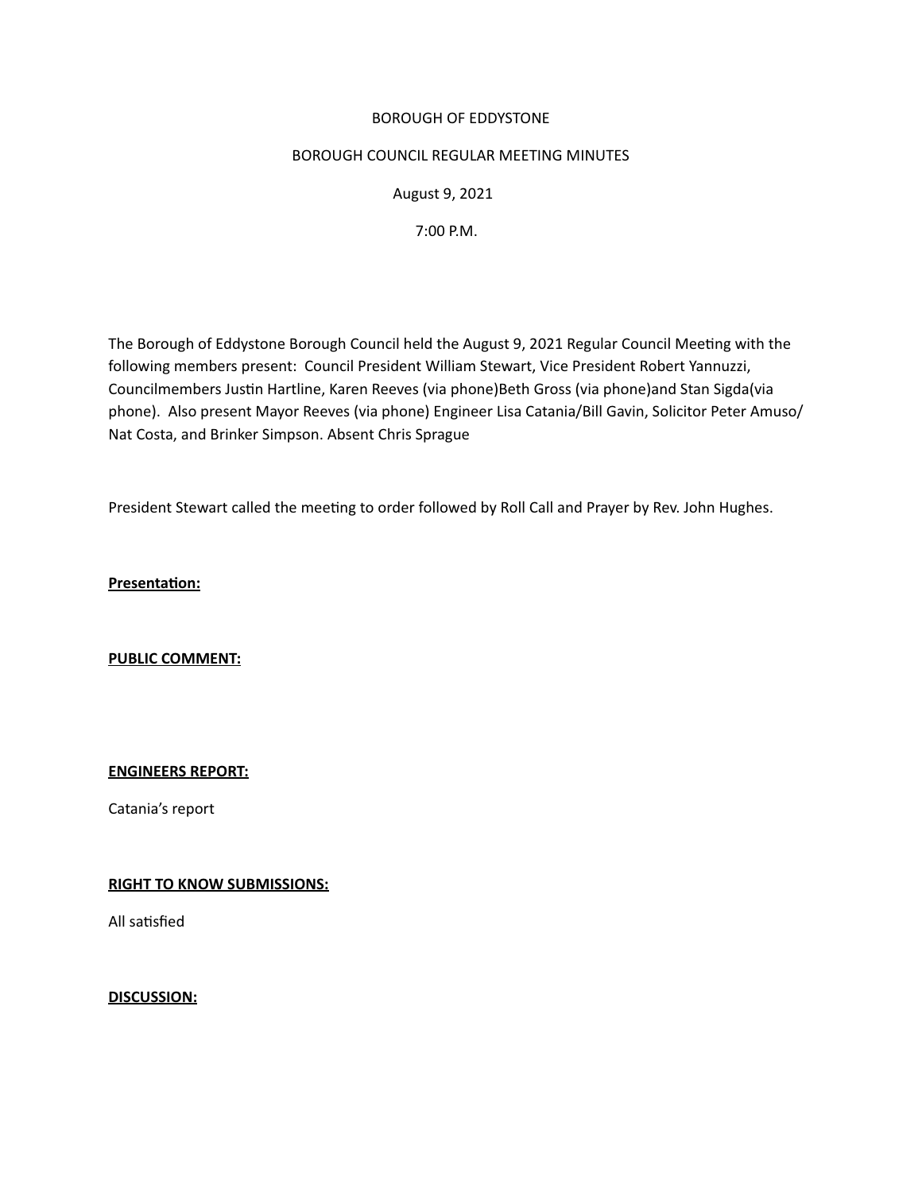BOROUGH OF EDDYSTONE

BOROUGH COUNCIL REGULAR MEETING MINUTES

August 9, 2021

7:00 P.M.

The Borough of Eddystone Borough Council held the August 9, 2021 Regular Council Meeting with the following members present: Council President William Stewart, Vice President Robert Yannuzzi, Councilmembers Justin Hartline, Karen Reeves (via phone)Beth Gross (via phone)and Stan Sigda(via phone). Also present Mayor Reeves (via phone) Engineer Lisa Catania/Bill Gavin, Solicitor Peter Amuso/ Nat Costa, and Brinker Simpson. Absent Chris Sprague

President Stewart called the meeting to order followed by Roll Call and Prayer by Rev. John Hughes.

**Presentation:**

**PUBLIC COMMENT:**

**ENGINEERS REPORT:**

Catania's report

**RIGHT TO KNOW SUBMISSIONS:**

All satisfied

**DISCUSSION:**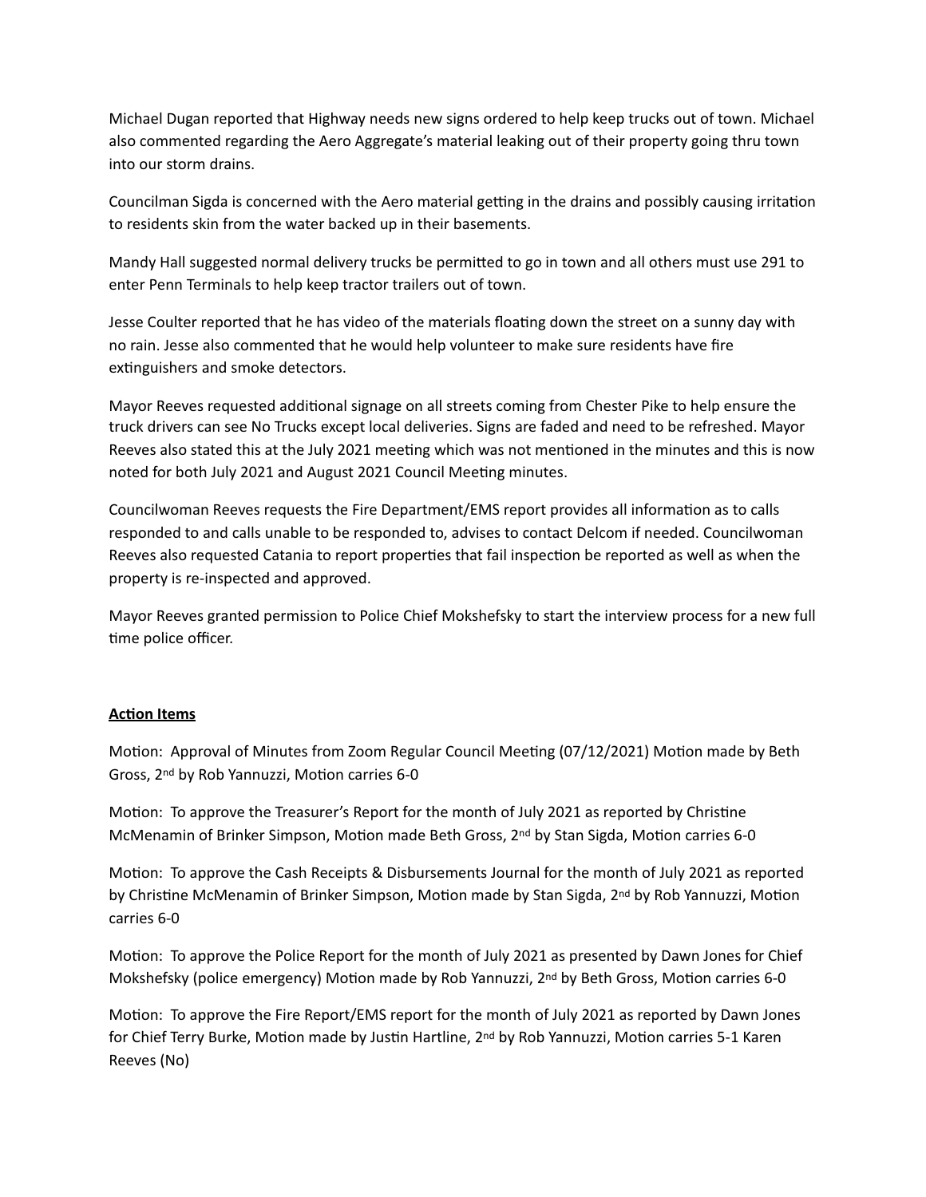Michael Dugan reported that Highway needs new signs ordered to help keep trucks out of town. Michael also commented regarding the Aero Aggregate's material leaking out of their property going thru town into our storm drains.

Councilman Sigda is concerned with the Aero material getting in the drains and possibly causing irritation to residents skin from the water backed up in their basements.

Mandy Hall suggested normal delivery trucks be permitted to go in town and all others must use 291 to enter Penn Terminals to help keep tractor trailers out of town.

Jesse Coulter reported that he has video of the materials floating down the street on a sunny day with no rain. Jesse also commented that he would help volunteer to make sure residents have fire extinguishers and smoke detectors.

Mayor Reeves requested additional signage on all streets coming from Chester Pike to help ensure the truck drivers can see No Trucks except local deliveries. Signs are faded and need to be refreshed. Mayor Reeves also stated this at the July 2021 meeting which was not mentioned in the minutes and this is now noted for both July 2021 and August 2021 Council Meeting minutes.

Councilwoman Reeves requests the Fire Department/EMS report provides all information as to calls responded to and calls unable to be responded to, advises to contact Delcom if needed. Councilwoman Reeves also requested Catania to report properties that fail inspection be reported as well as when the property is re-inspected and approved.

Mayor Reeves granted permission to Police Chief Mokshefsky to start the interview process for a new full time police officer.

**Action Items**

Motion: Approval of Minutes from Zoom Regular Council Meeting (07/12/2021) Motion made by Beth Gross, 2nd by Rob Yannuzzi, Motion carries 6-0

Motion: To approve the Treasurer's Report for the month of July 2021 as reported by Christine McMenamin of Brinker Simpson, Motion made Beth Gross, 2nd by Stan Sigda, Motion carries 6-0

Motion: To approve the Cash Receipts & Disbursements Journal for the month of July 2021 as reported by Christine McMenamin of Brinker Simpson, Motion made by Stan Sigda, 2nd by Rob Yannuzzi, Motion carries 6-0

Motion: To approve the Police Report for the month of July 2021 as presented by Dawn Jones for Chief Mokshefsky (police emergency) Motion made by Rob Yannuzzi, 2nd by Beth Gross, Motion carries 6-0

Motion: To approve the Fire Report/EMS report for the month of July 2021 as reported by Dawn Jones for Chief Terry Burke, Motion made by Justin Hartline, 2nd by Rob Yannuzzi, Motion carries 5-1 Karen Reeves (No)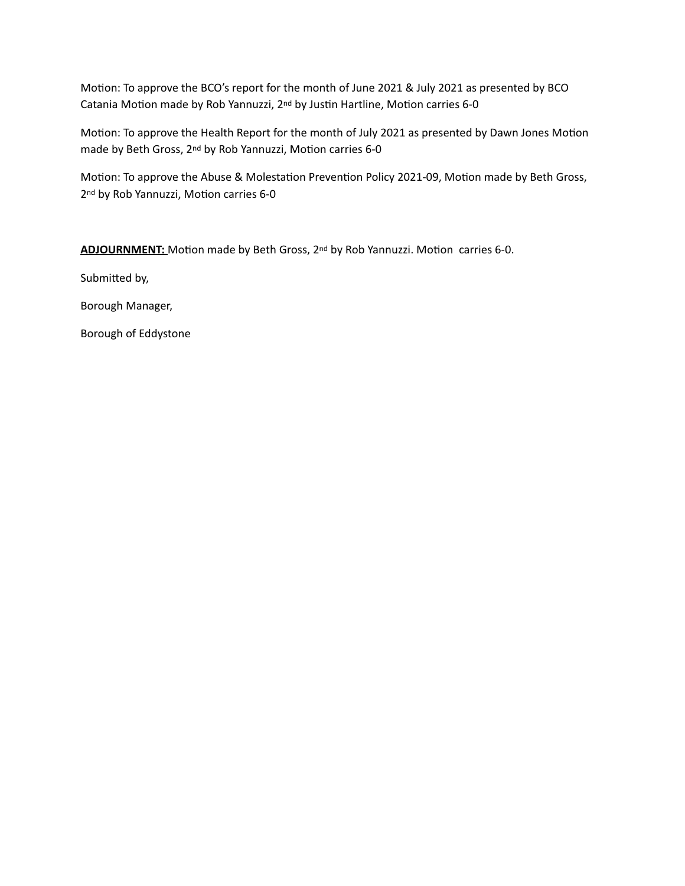Motion: To approve the BCO's report for the month of June 2021 & July 2021 as presented by BCO Catania Motion made by Rob Yannuzzi, 2nd by Justin Hartline, Motion carries 6-0

Motion: To approve the Health Report for the month of July 2021 as presented by Dawn Jones Motion made by Beth Gross, 2nd by Rob Yannuzzi, Motion carries 6-0

Motion: To approve the Abuse & Molestation Prevention Policy 2021-09, Motion made by Beth Gross, 2nd by Rob Yannuzzi, Motion carries 6-0

**ADJOURNMENT:** Motion made by Beth Gross, 2nd by Rob Yannuzzi. Motion carries 6-0.

Submitted by,

Borough Manager,

Borough of Eddystone